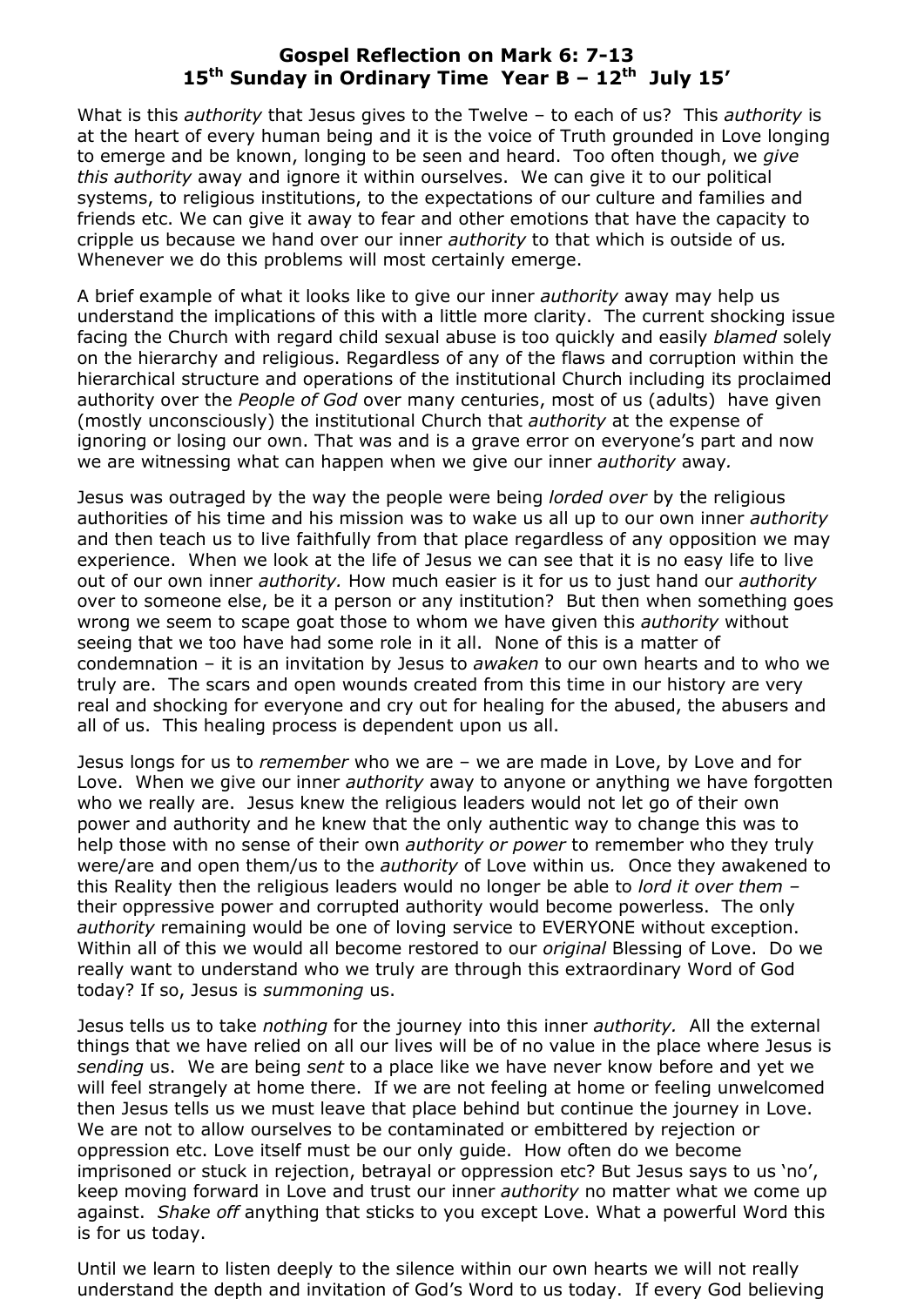# Gospel Reflection on Mark 6: 7-13
## 15th Sunday in Ordinary Time Year B – 12th July 15'

What is this *authority* that Jesus gives to the Twelve – to each of us? This *authority* is at the heart of every human being and it is the voice of Truth grounded in Love longing to emerge and be known, longing to be seen and heard. Too often though, we *give this authority* away and ignore it within ourselves. We can give it to our political systems, to religious institutions, to the expectations of our culture and families and friends etc. We can give it away to fear and other emotions that have the capacity to cripple us because we hand over our inner *authority* to that which is outside of us. Whenever we do this problems will most certainly emerge.

A brief example of what it looks like to give our inner *authority* away may help us understand the implications of this with a little more clarity. The current shocking issue facing the Church with regard child sexual abuse is too quickly and easily *blamed* solely on the hierarchy and religious. Regardless of any of the flaws and corruption within the hierarchical structure and operations of the institutional Church including its proclaimed authority over the *People of God* over many centuries, most of us (adults) have given (mostly unconsciously) the institutional Church that *authority* at the expense of ignoring or losing our own. That was and is a grave error on everyone's part and now we are witnessing what can happen when we give our inner *authority* away.

Jesus was outraged by the way the people were being *lorded over* by the religious authorities of his time and his mission was to wake us all up to our own inner *authority* and then teach us to live faithfully from that place regardless of any opposition we may experience. When we look at the life of Jesus we can see that it is no easy life to live out of our own inner *authority.* How much easier is it for us to just hand our *authority* over to someone else, be it a person or any institution? But then when something goes wrong we seem to scape goat those to whom we have given this *authority* without seeing that we too have had some role in it all. None of this is a matter of condemnation – it is an invitation by Jesus to *awaken* to our own hearts and to who we truly are. The scars and open wounds created from this time in our history are very real and shocking for everyone and cry out for healing for the abused, the abusers and all of us. This healing process is dependent upon us all.

Jesus longs for us to *remember* who we are – we are made in Love, by Love and for Love. When we give our inner *authority* away to anyone or anything we have forgotten who we really are. Jesus knew the religious leaders would not let go of their own power and authority and he knew that the only authentic way to change this was to help those with no sense of their own *authority or power* to remember who they truly were/are and open them/us to the *authority* of Love within us. Once they awakened to this Reality then the religious leaders would no longer be able to *lord it over them* – their oppressive power and corrupted authority would become powerless. The only *authority* remaining would be one of loving service to EVERYONE without exception. Within all of this we would all become restored to our *original* Blessing of Love. Do we really want to understand who we truly are through this extraordinary Word of God today? If so, Jesus is *summoning* us.

Jesus tells us to take *nothing* for the journey into this inner *authority.* All the external things that we have relied on all our lives will be of no value in the place where Jesus is *sending* us. We are being *sent* to a place like we have never know before and yet we will feel strangely at home there. If we are not feeling at home or feeling unwelcomed then Jesus tells us we must leave that place behind but continue the journey in Love. We are not to allow ourselves to be contaminated or embittered by rejection or oppression etc. Love itself must be our only guide. How often do we become imprisoned or stuck in rejection, betrayal or oppression etc? But Jesus says to us 'no', keep moving forward in Love and trust our inner *authority* no matter what we come up against. *Shake off* anything that sticks to you except Love. What a powerful Word this is for us today.

Until we learn to listen deeply to the silence within our own hearts we will not really understand the depth and invitation of God's Word to us today. If every God believing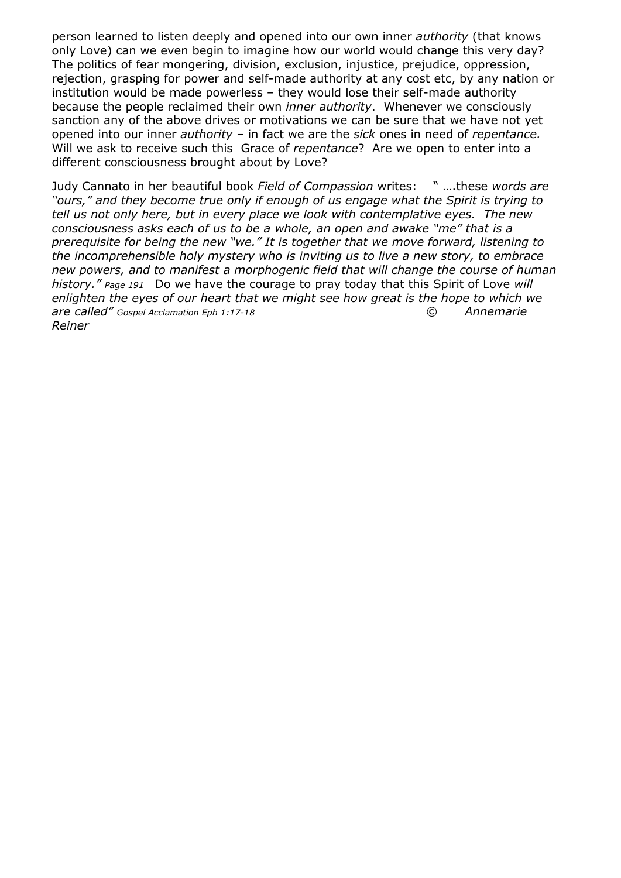person learned to listen deeply and opened into our own inner *authority* (that knows only Love) can we even begin to imagine how our world would change this very day? The politics of fear mongering, division, exclusion, injustice, prejudice, oppression, rejection, grasping for power and self-made authority at any cost etc, by any nation or institution would be made powerless – they would lose their self-made authority because the people reclaimed their own *inner authority*. Whenever we consciously sanction any of the above drives or motivations we can be sure that we have not yet opened into our inner *authority* – in fact we are the *sick* ones in need of *repentance.* Will we ask to receive such this Grace of *repentance*? Are we open to enter into a different consciousness brought about by Love?

Judy Cannato in her beautiful book *Field of Compassion* writes: " ….these *words are "ours," and they become true only if enough of us engage what the Spirit is trying to tell us not only here, but in every place we look with contemplative eyes. The new consciousness asks each of us to be a whole, an open and awake "me" that is a prerequisite for being the new "we." It is together that we move forward, listening to the incomprehensible holy mystery who is inviting us to live a new story, to embrace new powers, and to manifest a morphogenic field that will change the course of human history." Page 191* Do we have the courage to pray today that this Spirit of Love *will enlighten the eyes of our heart that we might see how great is the hope to which we are called" Gospel Acclamation Eph 1:17-18* © *Annemarie Reiner*